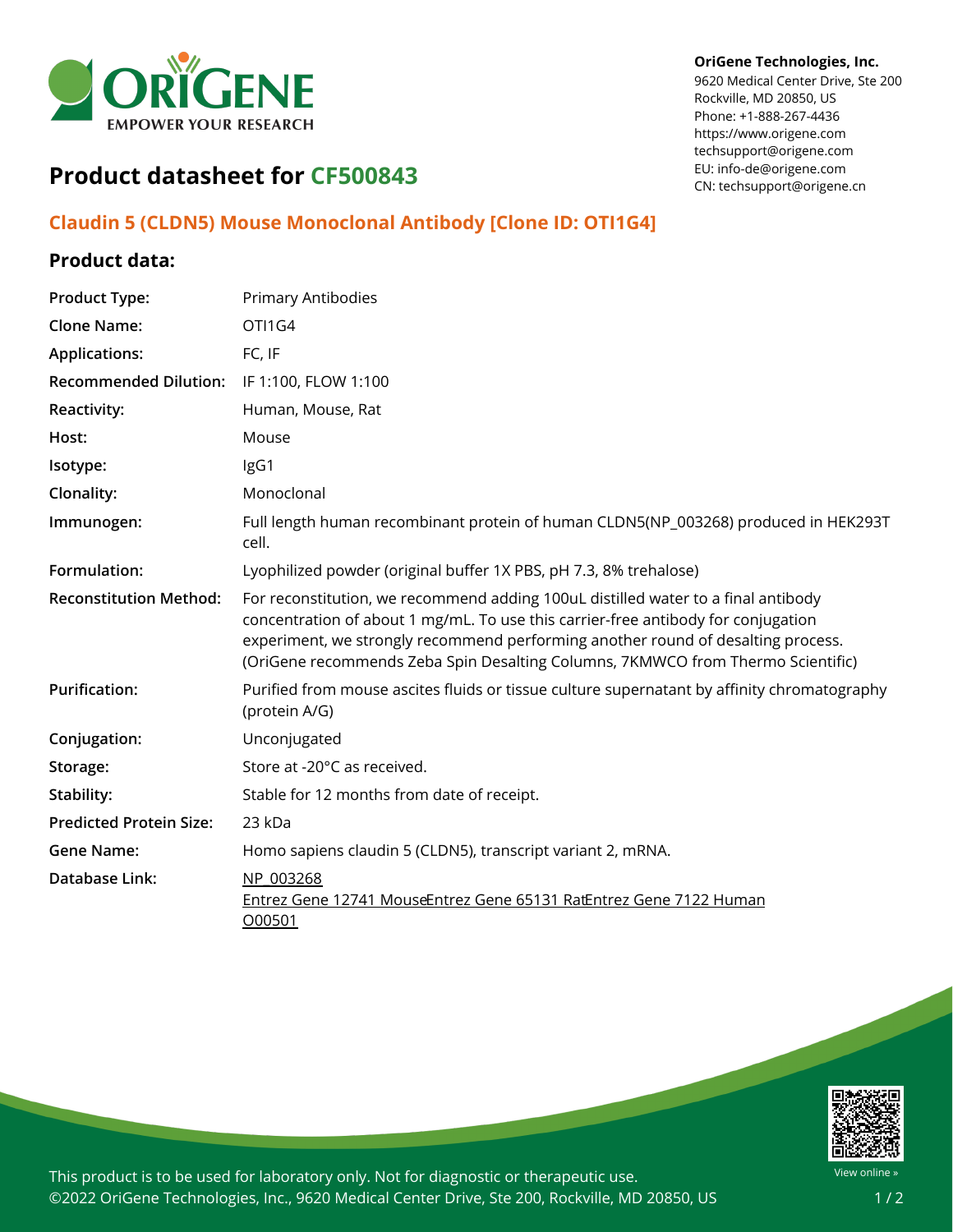**OriGene Technologies, Inc.**
9620 Medical Center Drive, Ste 200
Rockville, MD 20850, US
Phone: +1-888-267-4436
https://www.origene.com
techsupport@origene.com
EU: info-de@origene.com
CN: techsupport@origene.cn

# Product datasheet for CF500843

## Claudin 5 (CLDN5) Mouse Monoclonal Antibody [Clone ID: OTI1G4]

### Product data:

| | |
|---|---|
| **Product Type:** | Primary Antibodies |
| **Clone Name:** | OTI1G4 |
| **Applications:** | FC, IF |
| **Recommended Dilution:** | IF 1:100, FLOW 1:100 |
| **Reactivity:** | Human, Mouse, Rat |
| **Host:** | Mouse |
| **Isotype:** | IgG1 |
| **Clonality:** | Monoclonal |
| **Immunogen:** | Full length human recombinant protein of human CLDN5(NP_003268) produced in HEK293T cell. |
| **Formulation:** | Lyophilized powder (original buffer 1X PBS, pH 7.3, 8% trehalose) |
| **Reconstitution Method:** | For reconstitution, we recommend adding 100uL distilled water to a final antibody concentration of about 1 mg/mL. To use this carrier-free antibody for conjugation experiment, we strongly recommend performing another round of desalting process. (OriGene recommends Zeba Spin Desalting Columns, 7KMWCO from Thermo Scientific) |
| **Purification:** | Purified from mouse ascites fluids or tissue culture supernatant by affinity chromatography (protein A/G) |
| **Conjugation:** | Unconjugated |
| **Storage:** | Store at -20°C as received. |
| **Stability:** | Stable for 12 months from date of receipt. |
| **Predicted Protein Size:** | 23 kDa |
| **Gene Name:** | Homo sapiens claudin 5 (CLDN5), transcript variant 2, mRNA. |
| **Database Link:** | NP_003268<br>Entrez Gene 12741 Mouse Entrez Gene 65131 Rat Entrez Gene 7122 Human<br>O00501 |

This product is to be used for laboratory only. Not for diagnostic or therapeutic use.
©2022 OriGene Technologies, Inc., 9620 Medical Center Drive, Ste 200, Rockville, MD 20850, US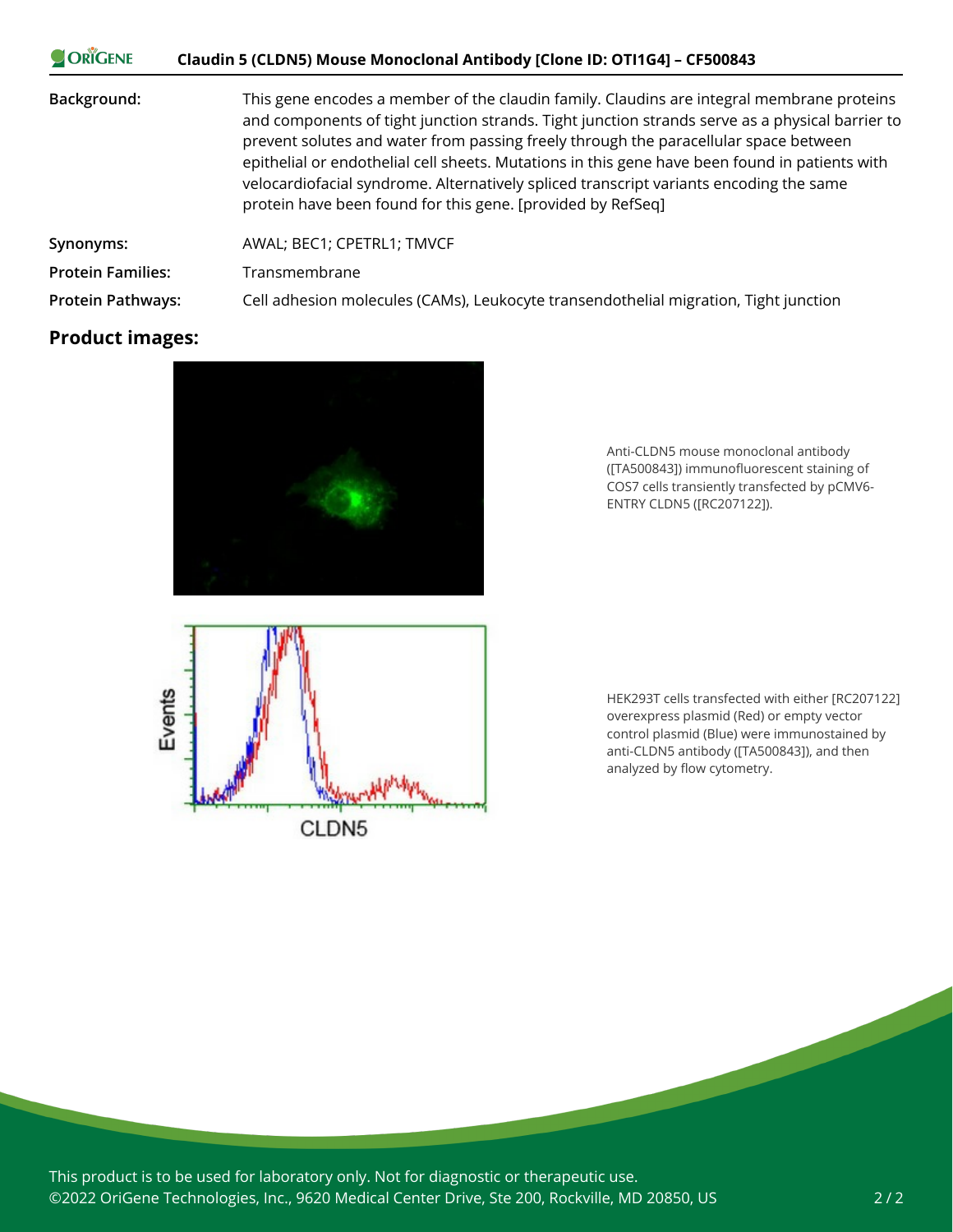| | |
|---|---|
| **Background:** | This gene encodes a member of the claudin family. Claudins are integral membrane proteins and components of tight junction strands. Tight junction strands serve as a physical barrier to prevent solutes and water from passing freely through the paracellular space between epithelial or endothelial cell sheets. Mutations in this gene have been found in patients with velocardiofacial syndrome. Alternatively spliced transcript variants encoding the same protein have been found for this gene. [provided by RefSeq] |
| **Synonyms:** | AWAL; BEC1; CPETRL1; TMVCF |
| **Protein Families:** | Transmembrane |
| **Protein Pathways:** | Cell adhesion molecules (CAMs), Leukocyte transendothelial migration, Tight junction |

## Product images:

Anti-CLDN5 mouse monoclonal antibody ([TA500843]) immunofluorescent staining of COS7 cells transiently transfected by pCMV6-ENTRY CLDN5 ([RC207122]).

Events

CLDN5

HEK293T cells transfected with either [RC207122] overexpress plasmid (Red) or empty vector control plasmid (Blue) were immunostained by anti-CLDN5 antibody ([TA500843]), and then analyzed by flow cytometry.

This product is to be used for laboratory only. Not for diagnostic or therapeutic use.
©2022 OriGene Technologies, Inc., 9620 Medical Center Drive, Ste 200, Rockville, MD 20850, US